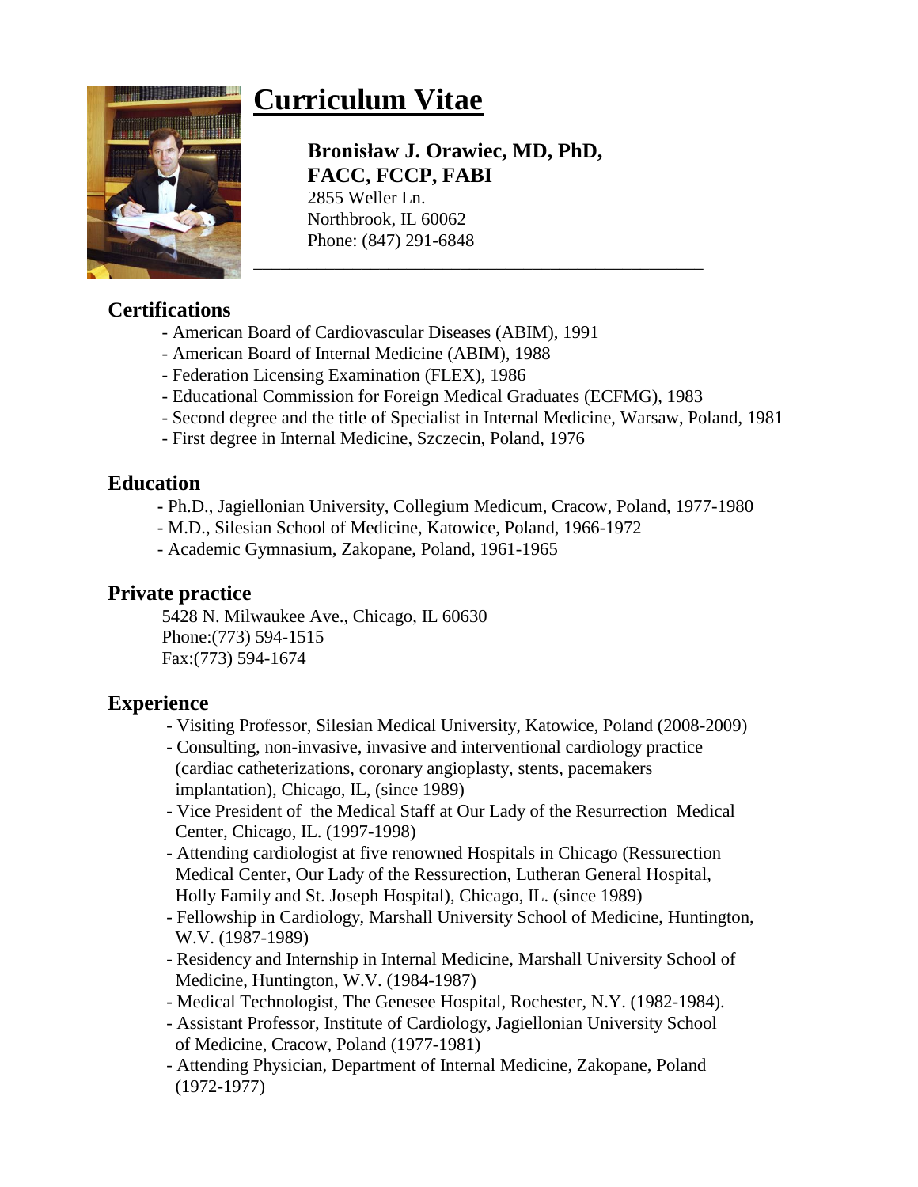# Curriculum Vitae

**Bronisław J. Orawiec, MD, PhD, FACC, FCCP, FABI**
2855 Weller Ln.
Northbrook, IL 60062
Phone: (847) 291-6848

---

## Certifications

- American Board of Cardiovascular Diseases (ABIM), 1991
- American Board of Internal Medicine (ABIM), 1988
- Federation Licensing Examination (FLEX), 1986
- Educational Commission for Foreign Medical Graduates (ECFMG), 1983
- Second degree and the title of Specialist in Internal Medicine, Warsaw, Poland, 1981
- First degree in Internal Medicine, Szczecin, Poland, 1976

## Education

- Ph.D., Jagiellonian University, Collegium Medicum, Cracow, Poland, 1977-1980
- M.D., Silesian School of Medicine, Katowice, Poland, 1966-1972
- Academic Gymnasium, Zakopane, Poland, 1961-1965

## Private practice

5428 N. Milwaukee Ave., Chicago, IL 60630
Phone:(773) 594-1515
Fax:(773) 594-1674

## Experience

- Visiting Professor, Silesian Medical University, Katowice, Poland (2008-2009)
- Consulting, non-invasive, invasive and interventional cardiology practice (cardiac catheterizations, coronary angioplasty, stents, pacemakers implantation), Chicago, IL, (since 1989)
- Vice President of the Medical Staff at Our Lady of the Resurrection Medical Center, Chicago, IL. (1997-1998)
- Attending cardiologist at five renowned Hospitals in Chicago (Ressurection Medical Center, Our Lady of the Ressurection, Lutheran General Hospital, Holly Family and St. Joseph Hospital), Chicago, IL. (since 1989)
- Fellowship in Cardiology, Marshall University School of Medicine, Huntington, W.V. (1987-1989)
- Residency and Internship in Internal Medicine, Marshall University School of Medicine, Huntington, W.V. (1984-1987)
- Medical Technologist, The Genesee Hospital, Rochester, N.Y. (1982-1984).
- Assistant Professor, Institute of Cardiology, Jagiellonian University School of Medicine, Cracow, Poland (1977-1981)
- Attending Physician, Department of Internal Medicine, Zakopane, Poland (1972-1977)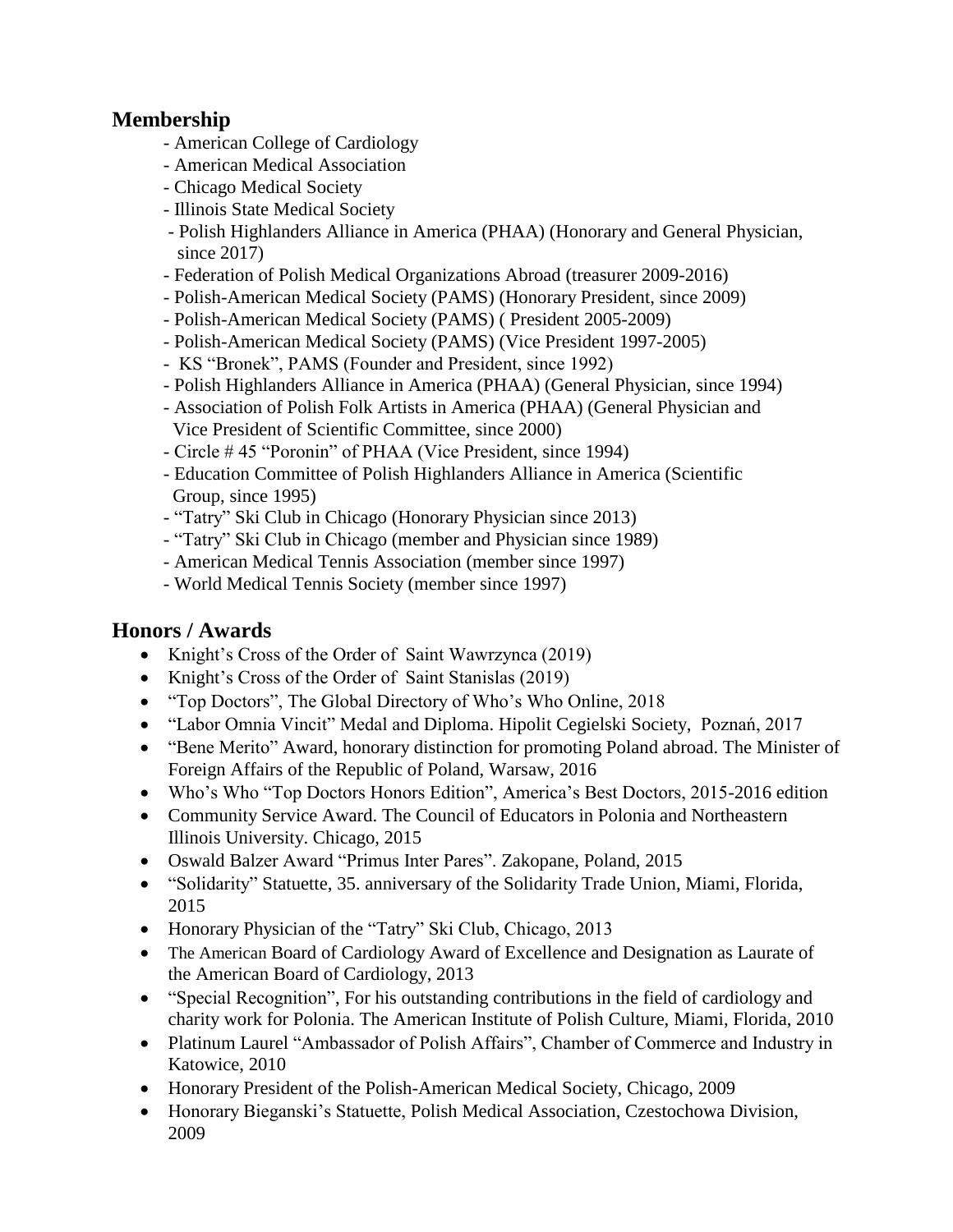## Membership

- American College of Cardiology
- American Medical Association
- Chicago Medical Society
- Illinois State Medical Society
- Polish Highlanders Alliance in America (PHAA) (Honorary and General Physician, since 2017)
- Federation of Polish Medical Organizations Abroad (treasurer 2009-2016)
- Polish-American Medical Society (PAMS) (Honorary President, since 2009)
- Polish-American Medical Society (PAMS) ( President 2005-2009)
- Polish-American Medical Society (PAMS) (Vice President 1997-2005)
- KS "Bronek", PAMS (Founder and President, since 1992)
- Polish Highlanders Alliance in America (PHAA) (General Physician, since 1994)
- Association of Polish Folk Artists in America (PHAA) (General Physician and Vice President of Scientific Committee, since 2000)
- Circle # 45 "Poronin" of PHAA (Vice President, since 1994)
- Education Committee of Polish Highlanders Alliance in America (Scientific Group, since 1995)
- "Tatry" Ski Club in Chicago (Honorary Physician since 2013)
- "Tatry" Ski Club in Chicago (member and Physician since 1989)
- American Medical Tennis Association (member since 1997)
- World Medical Tennis Society (member since 1997)

## Honors / Awards

- Knight's Cross of the Order of Saint Wawrzynca (2019)
- Knight's Cross of the Order of Saint Stanislas (2019)
- "Top Doctors", The Global Directory of Who's Who Online, 2018
- "Labor Omnia Vincit" Medal and Diploma. Hipolit Cegielski Society, Poznań, 2017
- "Bene Merito" Award, honorary distinction for promoting Poland abroad. The Minister of Foreign Affairs of the Republic of Poland, Warsaw, 2016
- Who's Who "Top Doctors Honors Edition", America's Best Doctors, 2015-2016 edition
- Community Service Award. The Council of Educators in Polonia and Northeastern Illinois University. Chicago, 2015
- Oswald Balzer Award "Primus Inter Pares". Zakopane, Poland, 2015
- "Solidarity" Statuette, 35. anniversary of the Solidarity Trade Union, Miami, Florida, 2015
- Honorary Physician of the "Tatry" Ski Club, Chicago, 2013
- The American Board of Cardiology Award of Excellence and Designation as Laurate of the American Board of Cardiology, 2013
- "Special Recognition", For his outstanding contributions in the field of cardiology and charity work for Polonia. The American Institute of Polish Culture, Miami, Florida, 2010
- Platinum Laurel "Ambassador of Polish Affairs", Chamber of Commerce and Industry in Katowice, 2010
- Honorary President of the Polish-American Medical Society, Chicago, 2009
- Honorary Bieganski's Statuette, Polish Medical Association, Czestochowa Division, 2009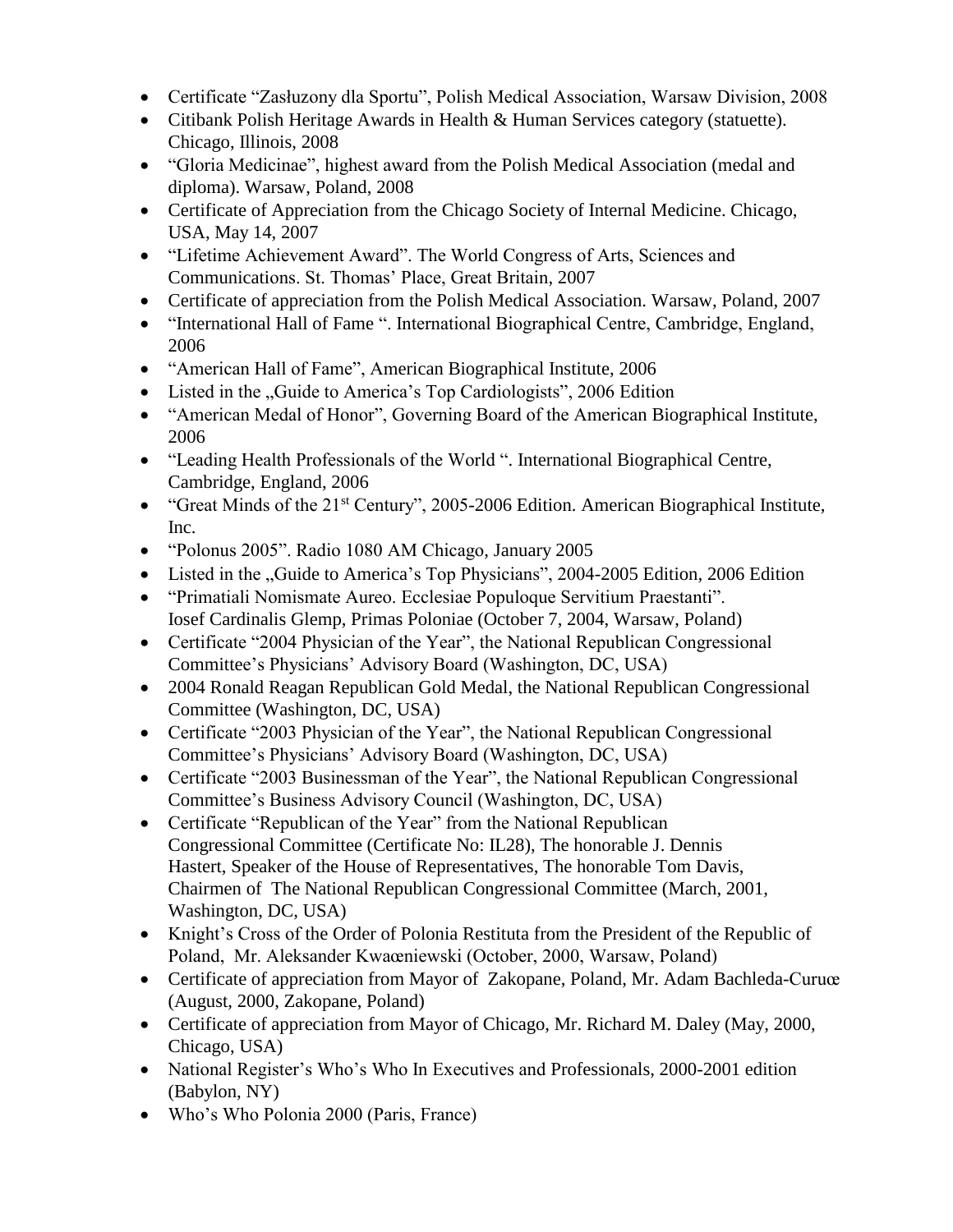- Certificate "Zasłuzony dla Sportu", Polish Medical Association, Warsaw Division, 2008
- Citibank Polish Heritage Awards in Health & Human Services category (statuette). Chicago, Illinois, 2008
- "Gloria Medicinae", highest award from the Polish Medical Association (medal and diploma). Warsaw, Poland, 2008
- Certificate of Appreciation from the Chicago Society of Internal Medicine. Chicago, USA, May 14, 2007
- "Lifetime Achievement Award". The World Congress of Arts, Sciences and Communications. St. Thomas' Place, Great Britain, 2007
- Certificate of appreciation from the Polish Medical Association. Warsaw, Poland, 2007
- "International Hall of Fame ". International Biographical Centre, Cambridge, England, 2006
- "American Hall of Fame", American Biographical Institute, 2006
- Listed in the „Guide to America's Top Cardiologists", 2006 Edition
- "American Medal of Honor", Governing Board of the American Biographical Institute, 2006
- "Leading Health Professionals of the World ". International Biographical Centre, Cambridge, England, 2006
- "Great Minds of the 21st Century", 2005-2006 Edition. American Biographical Institute, Inc.
- "Polonus 2005". Radio 1080 AM Chicago, January 2005
- Listed in the „Guide to America's Top Physicians", 2004-2005 Edition, 2006 Edition
- "Primatiali Nomismate Aureo. Ecclesiae Populoque Servitium Praestanti". Iosef Cardinalis Glemp, Primas Poloniae (October 7, 2004, Warsaw, Poland)
- Certificate "2004 Physician of the Year", the National Republican Congressional Committee's Physicians' Advisory Board (Washington, DC, USA)
- 2004 Ronald Reagan Republican Gold Medal, the National Republican Congressional Committee (Washington, DC, USA)
- Certificate "2003 Physician of the Year", the National Republican Congressional Committee's Physicians' Advisory Board (Washington, DC, USA)
- Certificate "2003 Businessman of the Year", the National Republican Congressional Committee's Business Advisory Council (Washington, DC, USA)
- Certificate "Republican of the Year" from the National Republican Congressional Committee (Certificate No: IL28), The honorable J. Dennis Hastert, Speaker of the House of Representatives, The honorable Tom Davis, Chairmen of The National Republican Congressional Committee (March, 2001, Washington, DC, USA)
- Knight's Cross of the Order of Polonia Restituta from the President of the Republic of Poland, Mr. Aleksander Kwaœniewski (October, 2000, Warsaw, Poland)
- Certificate of appreciation from Mayor of Zakopane, Poland, Mr. Adam Bachleda-Curuœ (August, 2000, Zakopane, Poland)
- Certificate of appreciation from Mayor of Chicago, Mr. Richard M. Daley (May, 2000, Chicago, USA)
- National Register's Who's Who In Executives and Professionals, 2000-2001 edition (Babylon, NY)
- Who's Who Polonia 2000 (Paris, France)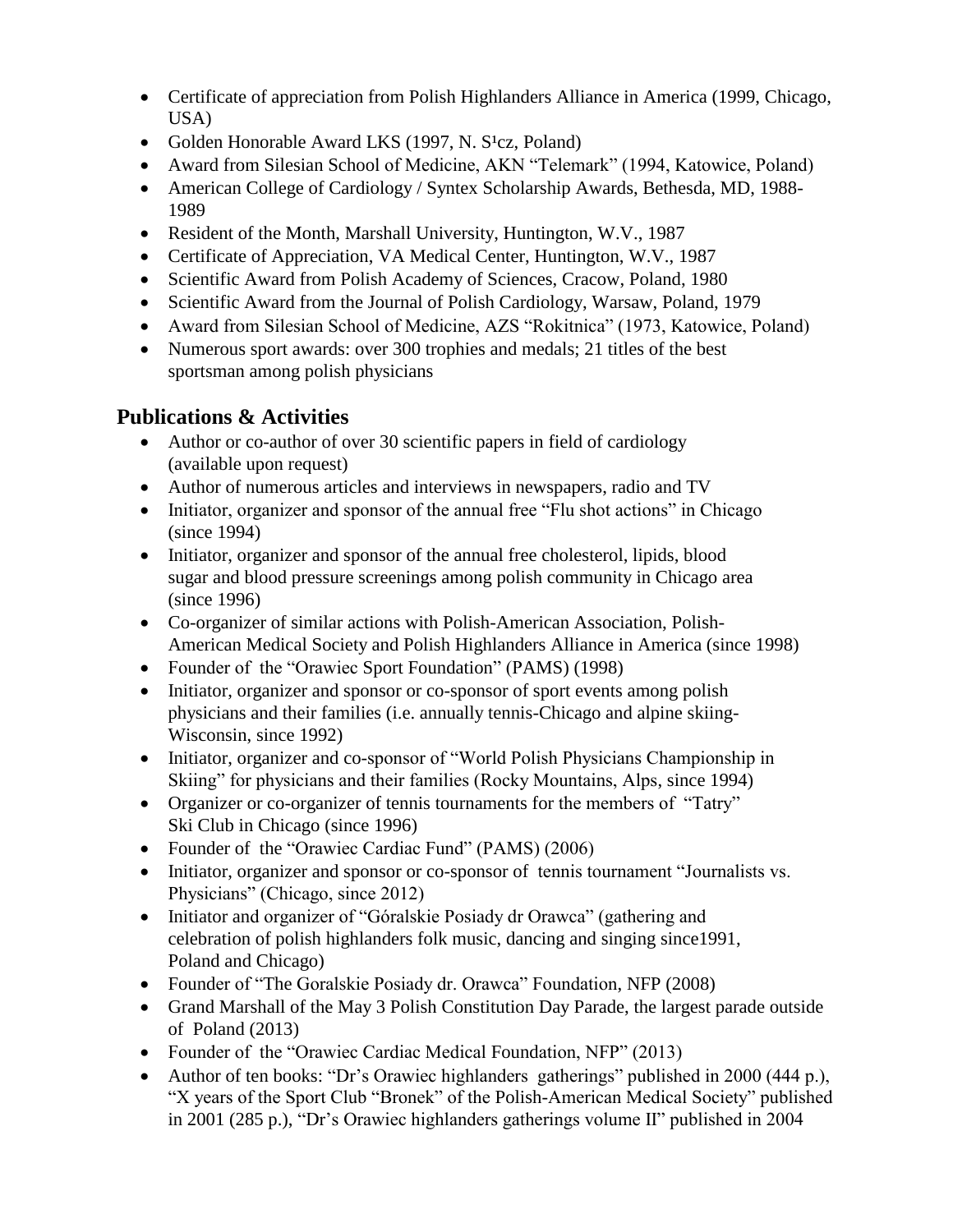- Certificate of appreciation from Polish Highlanders Alliance in America (1999, Chicago, USA)
- Golden Honorable Award LKS (1997, N. S¹cz, Poland)
- Award from Silesian School of Medicine, AKN "Telemark" (1994, Katowice, Poland)
- American College of Cardiology / Syntex Scholarship Awards, Bethesda, MD, 1988-1989
- Resident of the Month, Marshall University, Huntington, W.V., 1987
- Certificate of Appreciation, VA Medical Center, Huntington, W.V., 1987
- Scientific Award from Polish Academy of Sciences, Cracow, Poland, 1980
- Scientific Award from the Journal of Polish Cardiology, Warsaw, Poland, 1979
- Award from Silesian School of Medicine, AZS "Rokitnica" (1973, Katowice, Poland)
- Numerous sport awards: over 300 trophies and medals; 21 titles of the best sportsman among polish physicians

## Publications & Activities

- Author or co-author of over 30 scientific papers in field of cardiology (available upon request)
- Author of numerous articles and interviews in newspapers, radio and TV
- Initiator, organizer and sponsor of the annual free "Flu shot actions" in Chicago (since 1994)
- Initiator, organizer and sponsor of the annual free cholesterol, lipids, blood sugar and blood pressure screenings among polish community in Chicago area (since 1996)
- Co-organizer of similar actions with Polish-American Association, Polish-American Medical Society and Polish Highlanders Alliance in America (since 1998)
- Founder of the "Orawiec Sport Foundation" (PAMS) (1998)
- Initiator, organizer and sponsor or co-sponsor of sport events among polish physicians and their families (i.e. annually tennis-Chicago and alpine skiing-Wisconsin, since 1992)
- Initiator, organizer and co-sponsor of "World Polish Physicians Championship in Skiing" for physicians and their families (Rocky Mountains, Alps, since 1994)
- Organizer or co-organizer of tennis tournaments for the members of "Tatry" Ski Club in Chicago (since 1996)
- Founder of the "Orawiec Cardiac Fund" (PAMS) (2006)
- Initiator, organizer and sponsor or co-sponsor of tennis tournament "Journalists vs. Physicians" (Chicago, since 2012)
- Initiator and organizer of "Góralskie Posiady dr Orawca" (gathering and celebration of polish highlanders folk music, dancing and singing since1991, Poland and Chicago)
- Founder of "The Goralskie Posiady dr. Orawca" Foundation, NFP (2008)
- Grand Marshall of the May 3 Polish Constitution Day Parade, the largest parade outside of Poland (2013)
- Founder of the "Orawiec Cardiac Medical Foundation, NFP" (2013)
- Author of ten books: "Dr's Orawiec highlanders gatherings" published in 2000 (444 p.), "X years of the Sport Club "Bronek" of the Polish-American Medical Society" published in 2001 (285 p.), "Dr's Orawiec highlanders gatherings volume II" published in 2004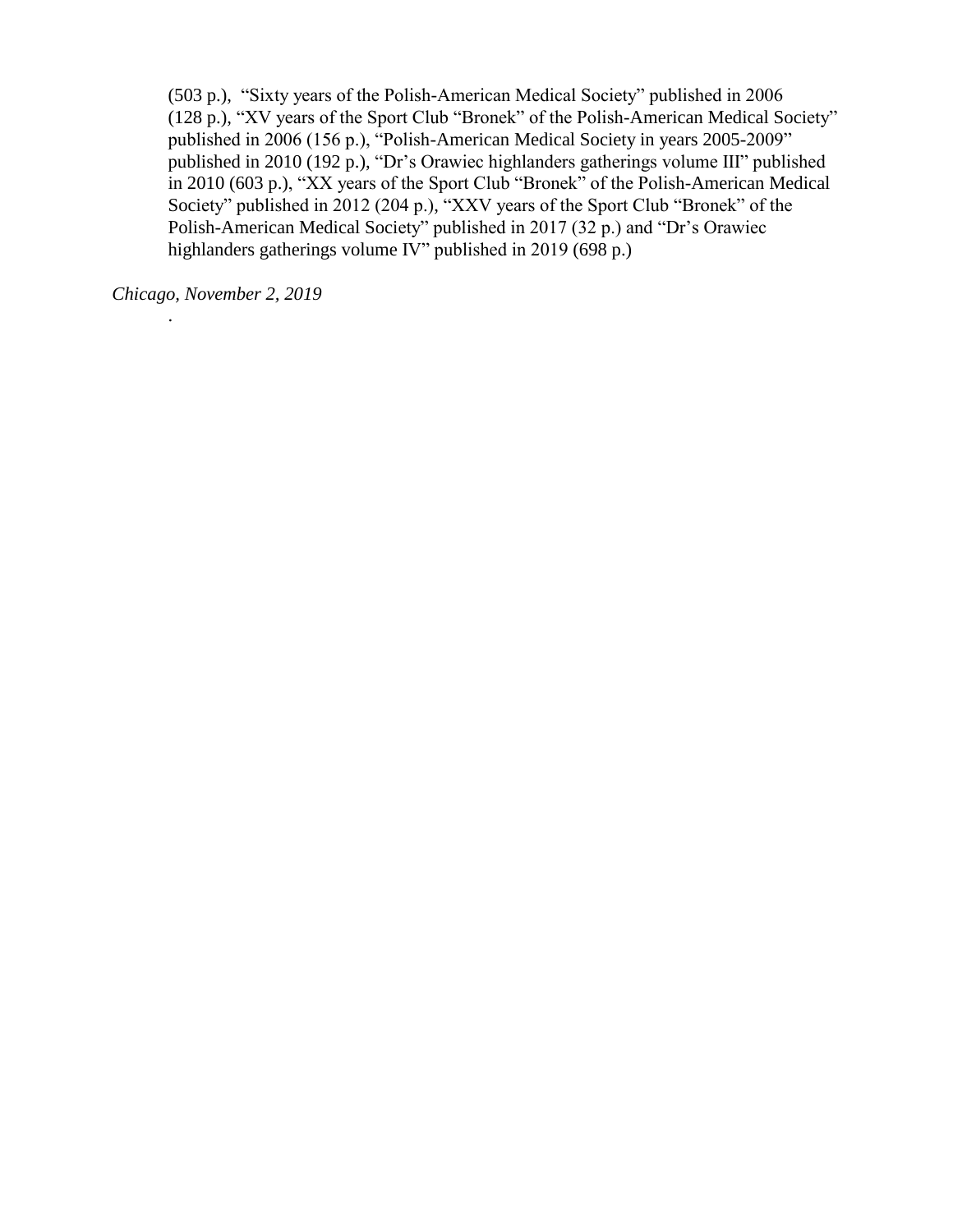(503 p.), "Sixty years of the Polish-American Medical Society" published in 2006 (128 p.), "XV years of the Sport Club "Bronek" of the Polish-American Medical Society" published in 2006 (156 p.), "Polish-American Medical Society in years 2005-2009" published in 2010 (192 p.), "Dr's Orawiec highlanders gatherings volume III" published in 2010 (603 p.), "XX years of the Sport Club "Bronek" of the Polish-American Medical Society" published in 2012 (204 p.), "XXV years of the Sport Club "Bronek" of the Polish-American Medical Society" published in 2017 (32 p.) and "Dr's Orawiec highlanders gatherings volume IV" published in 2019 (698 p.)

*Chicago, November 2, 2019*

.